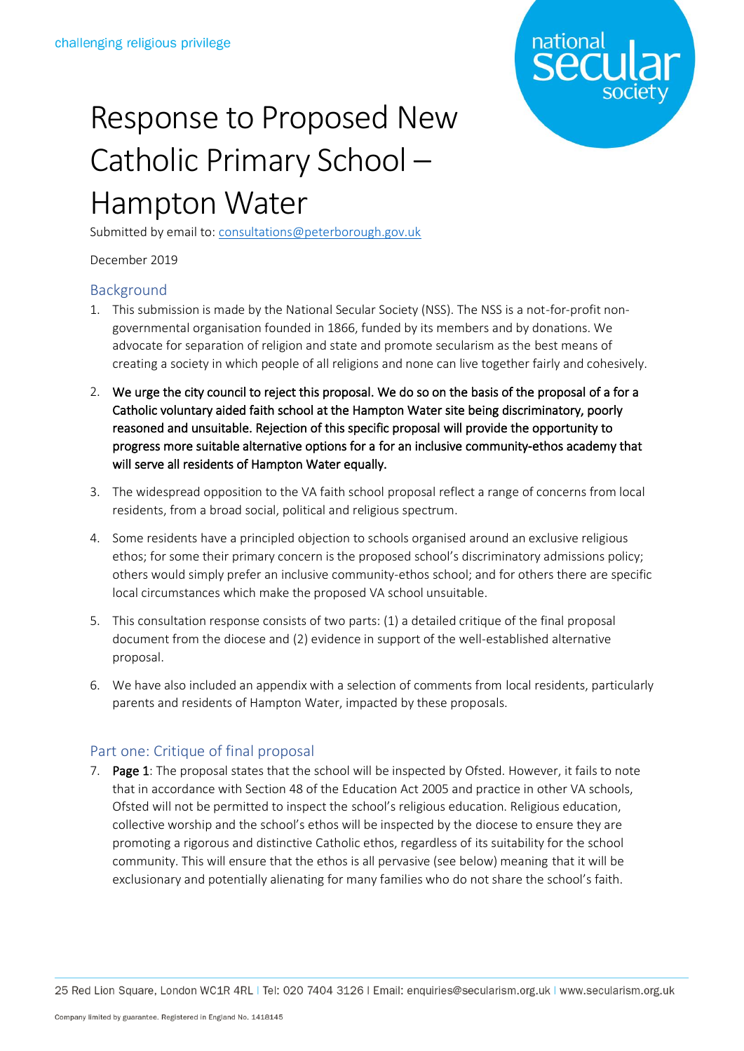challenging religious privilege

# Response to Proposed New Catholic Primary School – Hampton Water

Submitted by email to: consultations@peterborough.gov.uk

December 2019

## Background

1. This submission is made by the National Secular Society (NSS). The NSS is a not-for-profit non-governmental organisation founded in 1866, funded by its members and by donations. We advocate for separation of religion and state and promote secularism as the best means of creating a society in which people of all religions and none can live together fairly and cohesively.

2. **We urge the city council to reject this proposal. We do so on the basis of the proposal of a for a Catholic voluntary aided faith school at the Hampton Water site being discriminatory, poorly reasoned and unsuitable. Rejection of this specific proposal will provide the opportunity to progress more suitable alternative options for a for an inclusive community-ethos academy that will serve all residents of Hampton Water equally.**

3. The widespread opposition to the VA faith school proposal reflect a range of concerns from local residents, from a broad social, political and religious spectrum.

4. Some residents have a principled objection to schools organised around an exclusive religious ethos; for some their primary concern is the proposed school's discriminatory admissions policy; others would simply prefer an inclusive community-ethos school; and for others there are specific local circumstances which make the proposed VA school unsuitable.

5. This consultation response consists of two parts: (1) a detailed critique of the final proposal document from the diocese and (2) evidence in support of the well-established alternative proposal.

6. We have also included an appendix with a selection of comments from local residents, particularly parents and residents of Hampton Water, impacted by these proposals.

## Part one: Critique of final proposal

7. **Page 1**: The proposal states that the school will be inspected by Ofsted. However, it fails to note that in accordance with Section 48 of the Education Act 2005 and practice in other VA schools, Ofsted will not be permitted to inspect the school's religious education. Religious education, collective worship and the school's ethos will be inspected by the diocese to ensure they are promoting a rigorous and distinctive Catholic ethos, regardless of its suitability for the school community. This will ensure that the ethos is all pervasive (see below) meaning that it will be exclusionary and potentially alienating for many families who do not share the school's faith.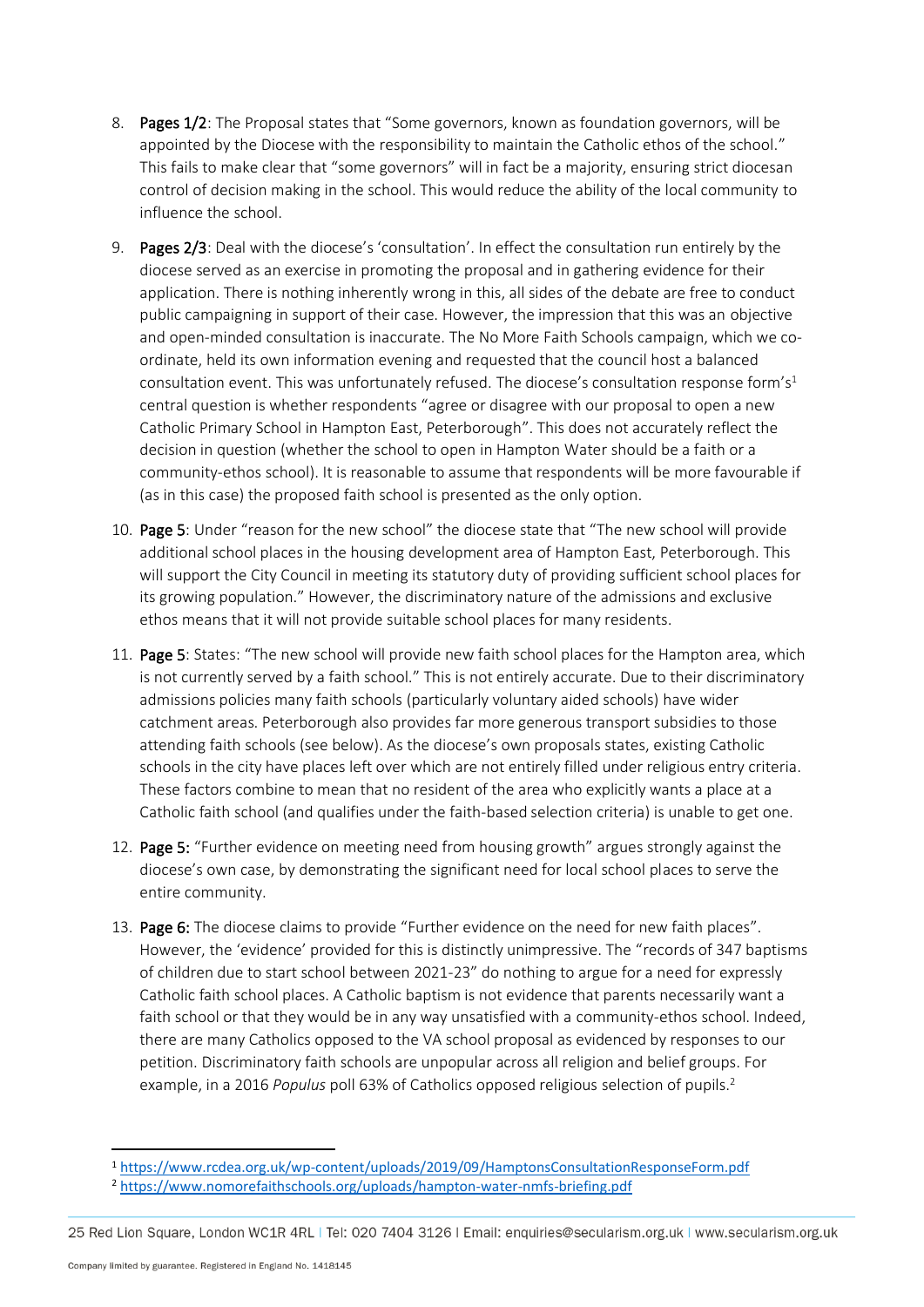8. **Pages 1/2**: The Proposal states that "Some governors, known as foundation governors, will be appointed by the Diocese with the responsibility to maintain the Catholic ethos of the school." This fails to make clear that "some governors" will in fact be a majority, ensuring strict diocesan control of decision making in the school. This would reduce the ability of the local community to influence the school.

9. **Pages 2/3**: Deal with the diocese's 'consultation'. In effect the consultation run entirely by the diocese served as an exercise in promoting the proposal and in gathering evidence for their application. There is nothing inherently wrong in this, all sides of the debate are free to conduct public campaigning in support of their case. However, the impression that this was an objective and open-minded consultation is inaccurate. The No More Faith Schools campaign, which we co-ordinate, held its own information evening and requested that the council host a balanced consultation event. This was unfortunately refused. The diocese's consultation response form's[1] central question is whether respondents "agree or disagree with our proposal to open a new Catholic Primary School in Hampton East, Peterborough". This does not accurately reflect the decision in question (whether the school to open in Hampton Water should be a faith or a community-ethos school). It is reasonable to assume that respondents will be more favourable if (as in this case) the proposed faith school is presented as the only option.

10. **Page 5**: Under "reason for the new school" the diocese state that "The new school will provide additional school places in the housing development area of Hampton East, Peterborough. This will support the City Council in meeting its statutory duty of providing sufficient school places for its growing population." However, the discriminatory nature of the admissions and exclusive ethos means that it will not provide suitable school places for many residents.

11. **Page 5**: States: "The new school will provide new faith school places for the Hampton area, which is not currently served by a faith school." This is not entirely accurate. Due to their discriminatory admissions policies many faith schools (particularly voluntary aided schools) have wider catchment areas. Peterborough also provides far more generous transport subsidies to those attending faith schools (see below). As the diocese's own proposals states, existing Catholic schools in the city have places left over which are not entirely filled under religious entry criteria. These factors combine to mean that no resident of the area who explicitly wants a place at a Catholic faith school (and qualifies under the faith-based selection criteria) is unable to get one.

12. **Page 5:** "Further evidence on meeting need from housing growth" argues strongly against the diocese's own case, by demonstrating the significant need for local school places to serve the entire community.

13. **Page 6:** The diocese claims to provide "Further evidence on the need for new faith places". However, the 'evidence' provided for this is distinctly unimpressive. The "records of 347 baptisms of children due to start school between 2021-23" do nothing to argue for a need for expressly Catholic faith school places. A Catholic baptism is not evidence that parents necessarily want a faith school or that they would be in any way unsatisfied with a community-ethos school. Indeed, there are many Catholics opposed to the VA school proposal as evidenced by responses to our petition. Discriminatory faith schools are unpopular across all religion and belief groups. For example, in a 2016 *Populus* poll 63% of Catholics opposed religious selection of pupils.[2]

---

[1] https://www.rcdea.org.uk/wp-content/uploads/2019/09/HamptonsConsultationResponseForm.pdf

[2] https://www.nomorefaithschools.org/uploads/hampton-water-nmfs-briefing.pdf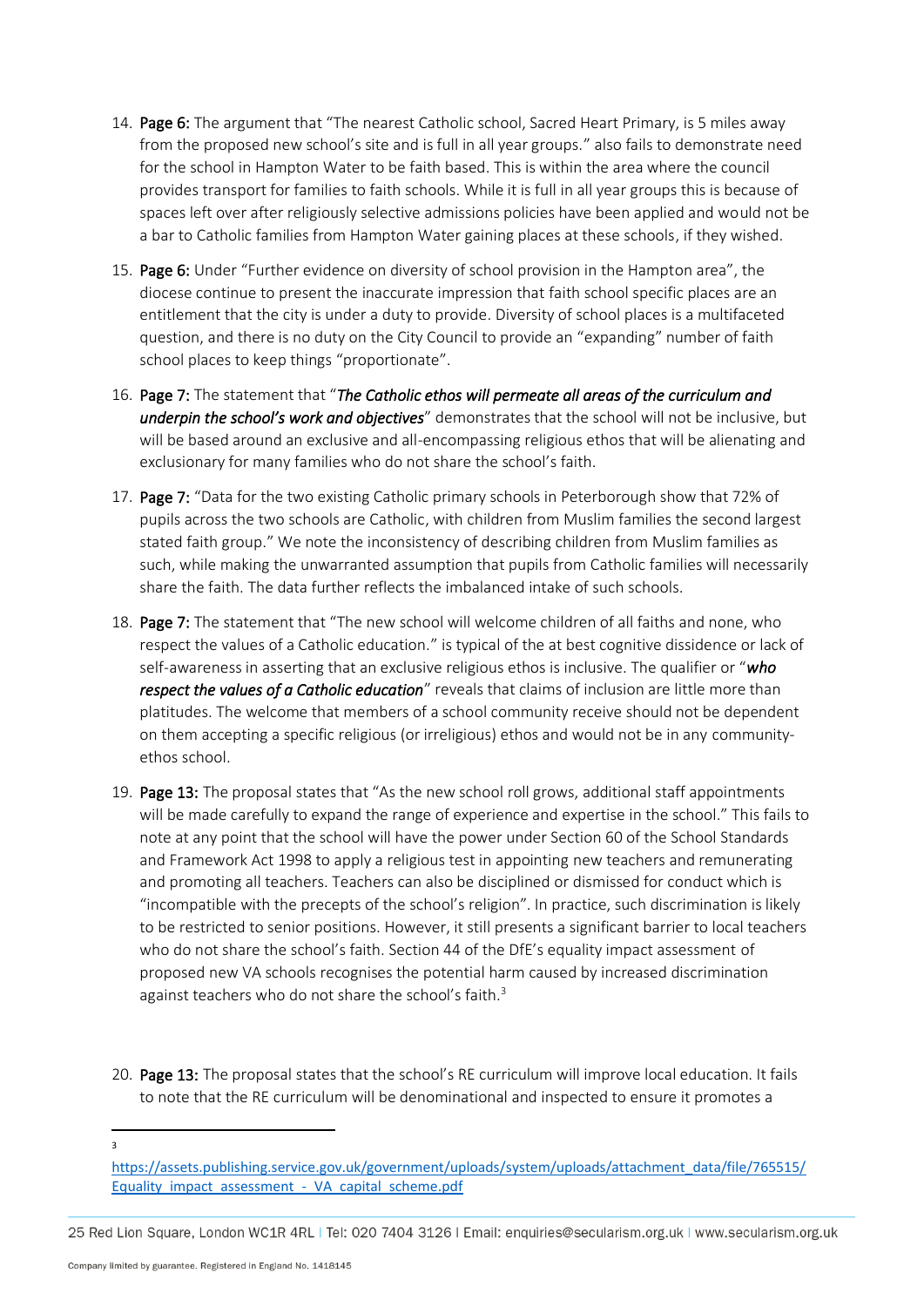14. **Page 6:** The argument that "The nearest Catholic school, Sacred Heart Primary, is 5 miles away from the proposed new school's site and is full in all year groups." also fails to demonstrate need for the school in Hampton Water to be faith based. This is within the area where the council provides transport for families to faith schools. While it is full in all year groups this is because of spaces left over after religiously selective admissions policies have been applied and would not be a bar to Catholic families from Hampton Water gaining places at these schools, if they wished.

15. **Page 6:** Under "Further evidence on diversity of school provision in the Hampton area", the diocese continue to present the inaccurate impression that faith school specific places are an entitlement that the city is under a duty to provide. Diversity of school places is a multifaceted question, and there is no duty on the City Council to provide an "expanding" number of faith school places to keep things "proportionate".

16. **Page 7:** The statement that "***The Catholic ethos will permeate all areas of the curriculum and underpin the school's work and objectives***" demonstrates that the school will not be inclusive, but will be based around an exclusive and all-encompassing religious ethos that will be alienating and exclusionary for many families who do not share the school's faith.

17. **Page 7:** "Data for the two existing Catholic primary schools in Peterborough show that 72% of pupils across the two schools are Catholic, with children from Muslim families the second largest stated faith group." We note the inconsistency of describing children from Muslim families as such, while making the unwarranted assumption that pupils from Catholic families will necessarily share the faith. The data further reflects the imbalanced intake of such schools.

18. **Page 7:** The statement that "The new school will welcome children of all faiths and none, who respect the values of a Catholic education." is typical of the at best cognitive dissidence or lack of self-awareness in asserting that an exclusive religious ethos is inclusive. The qualifier or "***who respect the values of a Catholic education***" reveals that claims of inclusion are little more than platitudes. The welcome that members of a school community receive should not be dependent on them accepting a specific religious (or irreligious) ethos and would not be in any community-ethos school.

19. **Page 13:** The proposal states that "As the new school roll grows, additional staff appointments will be made carefully to expand the range of experience and expertise in the school." This fails to note at any point that the school will have the power under Section 60 of the School Standards and Framework Act 1998 to apply a religious test in appointing new teachers and remunerating and promoting all teachers. Teachers can also be disciplined or dismissed for conduct which is "incompatible with the precepts of the school's religion". In practice, such discrimination is likely to be restricted to senior positions. However, it still presents a significant barrier to local teachers who do not share the school's faith. Section 44 of the DfE's equality impact assessment of proposed new VA schools recognises the potential harm caused by increased discrimination against teachers who do not share the school's faith.[3]

20. **Page 13:** The proposal states that the school's RE curriculum will improve local education. It fails to note that the RE curriculum will be denominational and inspected to ensure it promotes a

[3] https://assets.publishing.service.gov.uk/government/uploads/system/uploads/attachment_data/file/765515/Equality_impact_assessment_-_VA_capital_scheme.pdf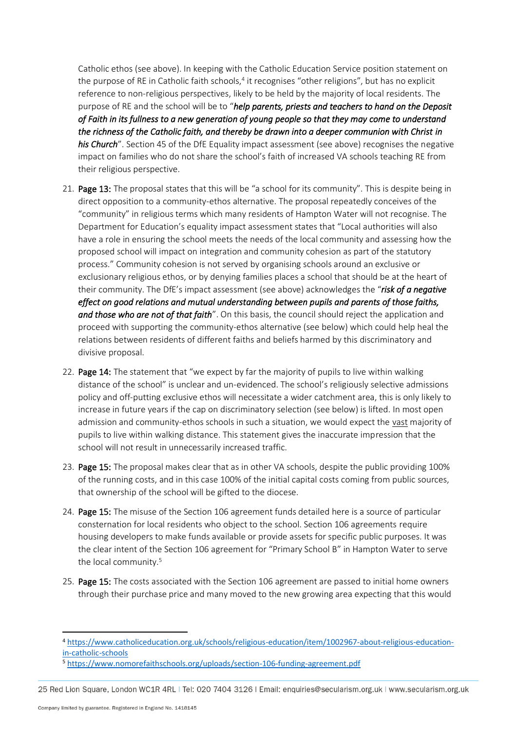Catholic ethos (see above). In keeping with the Catholic Education Service position statement on the purpose of RE in Catholic faith schools,[4] it recognises "other religions", but has no explicit reference to non-religious perspectives, likely to be held by the majority of local residents. The purpose of RE and the school will be to "***help parents, priests and teachers to hand on the Deposit of Faith in its fullness to a new generation of young people so that they may come to understand the richness of the Catholic faith, and thereby be drawn into a deeper communion with Christ in his Church***". Section 45 of the DfE Equality impact assessment (see above) recognises the negative impact on families who do not share the school's faith of increased VA schools teaching RE from their religious perspective.

21. **Page 13:** The proposal states that this will be "a school for its community". This is despite being in direct opposition to a community-ethos alternative. The proposal repeatedly conceives of the "community" in religious terms which many residents of Hampton Water will not recognise. The Department for Education's equality impact assessment states that "Local authorities will also have a role in ensuring the school meets the needs of the local community and assessing how the proposed school will impact on integration and community cohesion as part of the statutory process." Community cohesion is not served by organising schools around an exclusive or exclusionary religious ethos, or by denying families places a school that should be at the heart of their community. The DfE's impact assessment (see above) acknowledges the "***risk of a negative effect on good relations and mutual understanding between pupils and parents of those faiths, and those who are not of that faith***". On this basis, the council should reject the application and proceed with supporting the community-ethos alternative (see below) which could help heal the relations between residents of different faiths and beliefs harmed by this discriminatory and divisive proposal.

22. **Page 14:** The statement that "we expect by far the majority of pupils to live within walking distance of the school" is unclear and un-evidenced. The school's religiously selective admissions policy and off-putting exclusive ethos will necessitate a wider catchment area, this is only likely to increase in future years if the cap on discriminatory selection (see below) is lifted. In most open admission and community-ethos schools in such a situation, we would expect the <u>vast</u> majority of pupils to live within walking distance. This statement gives the inaccurate impression that the school will not result in unnecessarily increased traffic.

23. **Page 15:** The proposal makes clear that as in other VA schools, despite the public providing 100% of the running costs, and in this case 100% of the initial capital costs coming from public sources, that ownership of the school will be gifted to the diocese.

24. **Page 15:** The misuse of the Section 106 agreement funds detailed here is a source of particular consternation for local residents who object to the school. Section 106 agreements require housing developers to make funds available or provide assets for specific public purposes. It was the clear intent of the Section 106 agreement for "Primary School B" in Hampton Water to serve the local community.[5]

25. **Page 15:** The costs associated with the Section 106 agreement are passed to initial home owners through their purchase price and many moved to the new growing area expecting that this would

---

[4] https://www.catholiceducation.org.uk/schools/religious-education/item/1002967-about-religious-education-in-catholic-schools

[5] https://www.nomorefaithschools.org/uploads/section-106-funding-agreement.pdf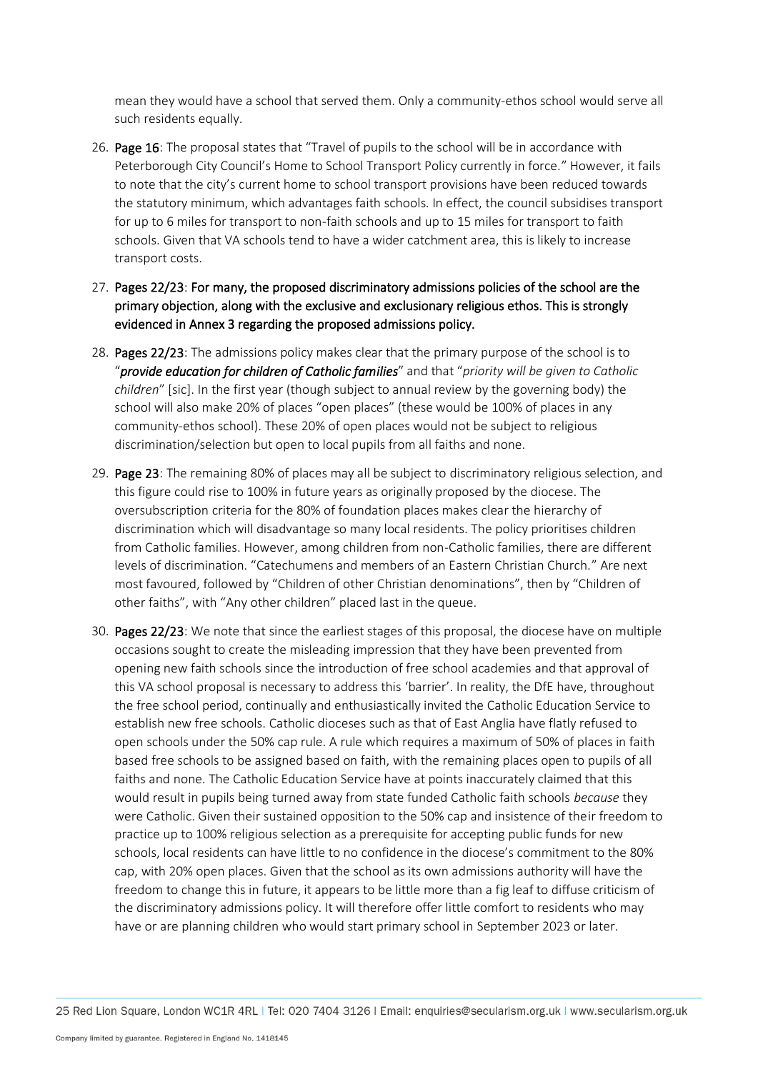mean they would have a school that served them. Only a community-ethos school would serve all such residents equally.

26. **Page 16**: The proposal states that "Travel of pupils to the school will be in accordance with Peterborough City Council's Home to School Transport Policy currently in force." However, it fails to note that the city's current home to school transport provisions have been reduced towards the statutory minimum, which advantages faith schools. In effect, the council subsidises transport for up to 6 miles for transport to non-faith schools and up to 15 miles for transport to faith schools. Given that VA schools tend to have a wider catchment area, this is likely to increase transport costs.

27. **Pages 22/23**: **For many, the proposed discriminatory admissions policies of the school are the primary objection, along with the exclusive and exclusionary religious ethos. This is strongly evidenced in Annex 3 regarding the proposed admissions policy.**

28. **Pages 22/23**: The admissions policy makes clear that the primary purpose of the school is to "***provide education for children of Catholic families***" and that "*priority will be given to Catholic children*" [sic]. In the first year (though subject to annual review by the governing body) the school will also make 20% of places "open places" (these would be 100% of places in any community-ethos school). These 20% of open places would not be subject to religious discrimination/selection but open to local pupils from all faiths and none.

29. **Page 23**: The remaining 80% of places may all be subject to discriminatory religious selection, and this figure could rise to 100% in future years as originally proposed by the diocese. The oversubscription criteria for the 80% of foundation places makes clear the hierarchy of discrimination which will disadvantage so many local residents. The policy prioritises children from Catholic families. However, among children from non-Catholic families, there are different levels of discrimination. "Catechumens and members of an Eastern Christian Church." Are next most favoured, followed by "Children of other Christian denominations", then by "Children of other faiths", with "Any other children" placed last in the queue.

30. **Pages 22/23**: We note that since the earliest stages of this proposal, the diocese have on multiple occasions sought to create the misleading impression that they have been prevented from opening new faith schools since the introduction of free school academies and that approval of this VA school proposal is necessary to address this 'barrier'. In reality, the DfE have, throughout the free school period, continually and enthusiastically invited the Catholic Education Service to establish new free schools. Catholic dioceses such as that of East Anglia have flatly refused to open schools under the 50% cap rule. A rule which requires a maximum of 50% of places in faith based free schools to be assigned based on faith, with the remaining places open to pupils of all faiths and none. The Catholic Education Service have at points inaccurately claimed that this would result in pupils being turned away from state funded Catholic faith schools *because* they were Catholic. Given their sustained opposition to the 50% cap and insistence of their freedom to practice up to 100% religious selection as a prerequisite for accepting public funds for new schools, local residents can have little to no confidence in the diocese's commitment to the 80% cap, with 20% open places. Given that the school as its own admissions authority will have the freedom to change this in future, it appears to be little more than a fig leaf to diffuse criticism of the discriminatory admissions policy. It will therefore offer little comfort to residents who may have or are planning children who would start primary school in September 2023 or later.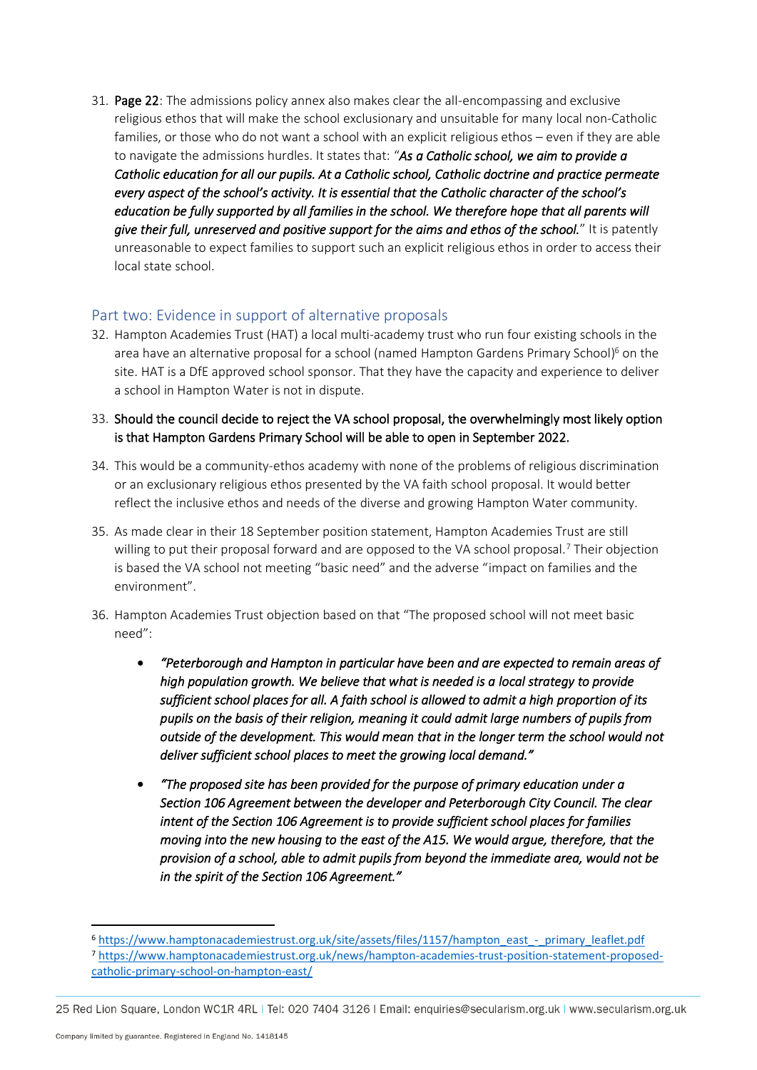31. **Page 22**: The admissions policy annex also makes clear the all-encompassing and exclusive religious ethos that will make the school exclusionary and unsuitable for many local non-Catholic families, or those who do not want a school with an explicit religious ethos – even if they are able to navigate the admissions hurdles. It states that: "***As a Catholic school, we aim to provide a Catholic education for all our pupils. At a Catholic school, Catholic doctrine and practice permeate every aspect of the school's activity. It is essential that the Catholic character of the school's education be fully supported by all families in the school. We therefore hope that all parents will give their full, unreserved and positive support for the aims and ethos of the school.***" It is patently unreasonable to expect families to support such an explicit religious ethos in order to access their local state school.

## Part two: Evidence in support of alternative proposals

32. Hampton Academies Trust (HAT) a local multi-academy trust who run four existing schools in the area have an alternative proposal for a school (named Hampton Gardens Primary School)[6] on the site. HAT is a DfE approved school sponsor. That they have the capacity and experience to deliver a school in Hampton Water is not in dispute.

33. **Should the council decide to reject the VA school proposal, the overwhelmingly most likely option is that Hampton Gardens Primary School will be able to open in September 2022.**

34. This would be a community-ethos academy with none of the problems of religious discrimination or an exclusionary religious ethos presented by the VA faith school proposal. It would better reflect the inclusive ethos and needs of the diverse and growing Hampton Water community.

35. As made clear in their 18 September position statement, Hampton Academies Trust are still willing to put their proposal forward and are opposed to the VA school proposal.[7] Their objection is based the VA school not meeting "basic need" and the adverse "impact on families and the environment".

36. Hampton Academies Trust objection based on that "The proposed school will not meet basic need":

    - ***"Peterborough and Hampton in particular have been and are expected to remain areas of high population growth. We believe that what is needed is a local strategy to provide sufficient school places for all. A faith school is allowed to admit a high proportion of its pupils on the basis of their religion, meaning it could admit large numbers of pupils from outside of the development. This would mean that in the longer term the school would not deliver sufficient school places to meet the growing local demand."***

    - ***"The proposed site has been provided for the purpose of primary education under a Section 106 Agreement between the developer and Peterborough City Council. The clear intent of the Section 106 Agreement is to provide sufficient school places for families moving into the new housing to the east of the A15. We would argue, therefore, that the provision of a school, able to admit pupils from beyond the immediate area, would not be in the spirit of the Section 106 Agreement."***

---

[6] https://www.hamptonacademiestrust.org.uk/site/assets/files/1157/hampton_east_-_primary_leaflet.pdf

[7] https://www.hamptonacademiestrust.org.uk/news/hampton-academies-trust-position-statement-proposed-catholic-primary-school-on-hampton-east/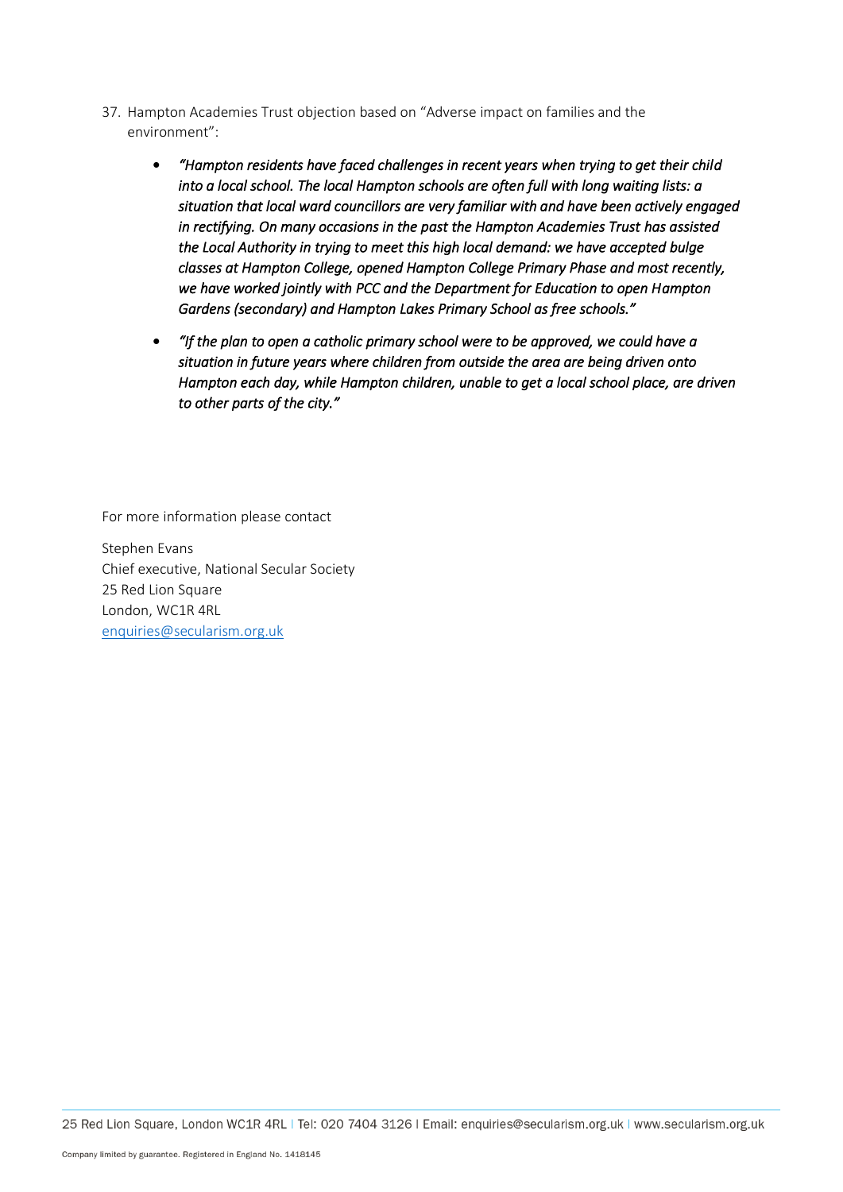37. Hampton Academies Trust objection based on "Adverse impact on families and the environment":

    - *"Hampton residents have faced challenges in recent years when trying to get their child into a local school. The local Hampton schools are often full with long waiting lists: a situation that local ward councillors are very familiar with and have been actively engaged in rectifying. On many occasions in the past the Hampton Academies Trust has assisted the Local Authority in trying to meet this high local demand: we have accepted bulge classes at Hampton College, opened Hampton College Primary Phase and most recently, we have worked jointly with PCC and the Department for Education to open Hampton Gardens (secondary) and Hampton Lakes Primary School as free schools."*
    - *"If the plan to open a catholic primary school were to be approved, we could have a situation in future years where children from outside the area are being driven onto Hampton each day, while Hampton children, unable to get a local school place, are driven to other parts of the city."*

For more information please contact

Stephen Evans
Chief executive, National Secular Society
25 Red Lion Square
London, WC1R 4RL
enquiries@secularism.org.uk